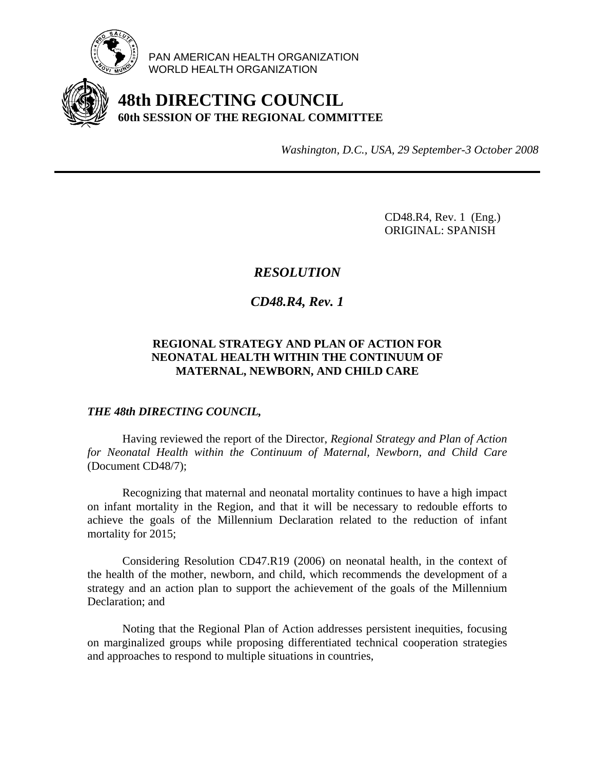PAN AMERICAN HEALTH ORGANIZATION
WORLD HEALTH ORGANIZATION

# 48th DIRECTING COUNCIL
## 60th SESSION OF THE REGIONAL COMMITTEE

*Washington, D.C., USA, 29 September-3 October 2008*

---

CD48.R4, Rev. 1 (Eng.)
ORIGINAL: SPANISH

## *RESOLUTION*

## *CD48.R4, Rev. 1*

### REGIONAL STRATEGY AND PLAN OF ACTION FOR NEONATAL HEALTH WITHIN THE CONTINUUM OF MATERNAL, NEWBORN, AND CHILD CARE

***THE 48th DIRECTING COUNCIL,***

Having reviewed the report of the Director, *Regional Strategy and Plan of Action for Neonatal Health within the Continuum of Maternal, Newborn, and Child Care* (Document CD48/7);

Recognizing that maternal and neonatal mortality continues to have a high impact on infant mortality in the Region, and that it will be necessary to redouble efforts to achieve the goals of the Millennium Declaration related to the reduction of infant mortality for 2015;

Considering Resolution CD47.R19 (2006) on neonatal health, in the context of the health of the mother, newborn, and child, which recommends the development of a strategy and an action plan to support the achievement of the goals of the Millennium Declaration; and

Noting that the Regional Plan of Action addresses persistent inequities, focusing on marginalized groups while proposing differentiated technical cooperation strategies and approaches to respond to multiple situations in countries,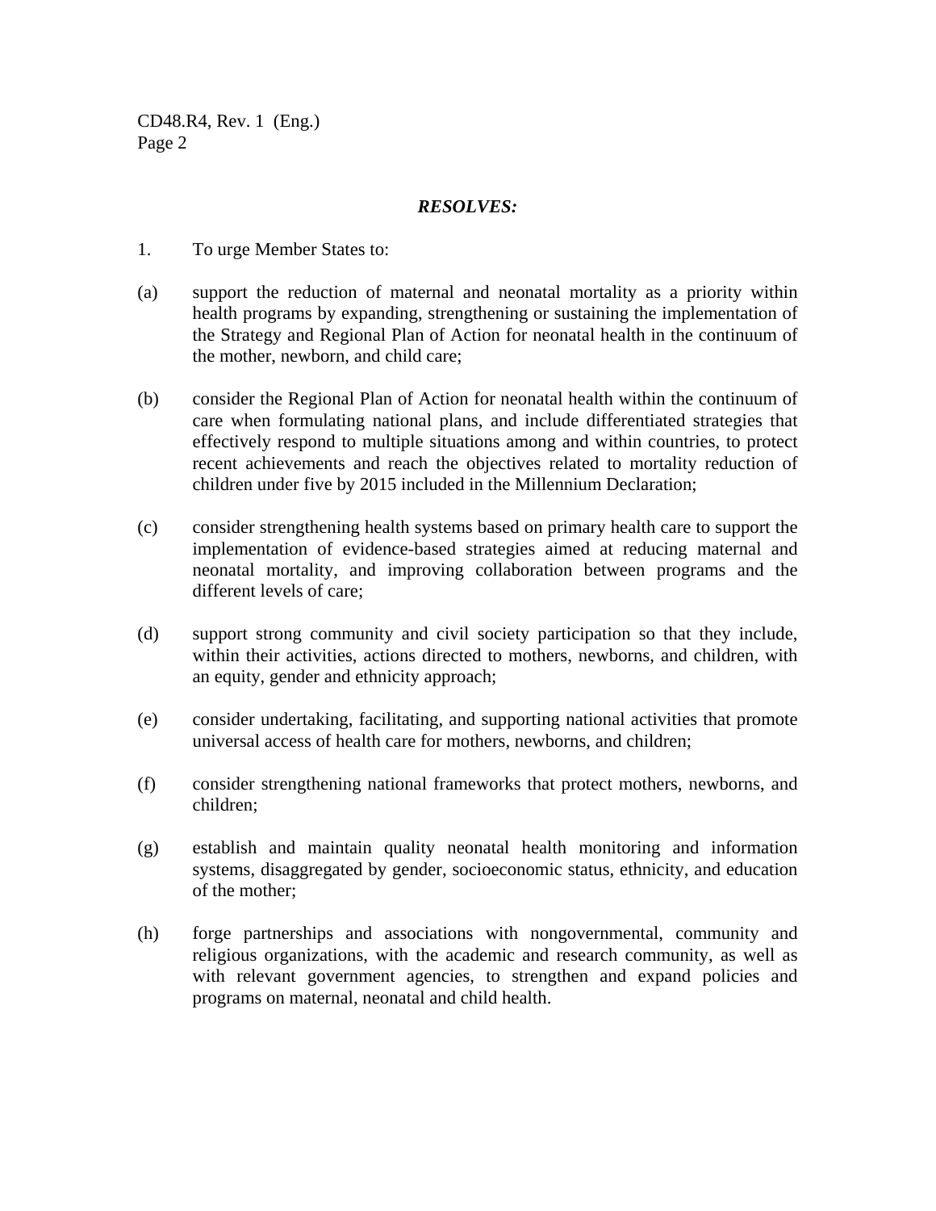***RESOLVES:***

1. To urge Member States to:

(a) support the reduction of maternal and neonatal mortality as a priority within health programs by expanding, strengthening or sustaining the implementation of the Strategy and Regional Plan of Action for neonatal health in the continuum of the mother, newborn, and child care;

(b) consider the Regional Plan of Action for neonatal health within the continuum of care when formulating national plans, and include differentiated strategies that effectively respond to multiple situations among and within countries, to protect recent achievements and reach the objectives related to mortality reduction of children under five by 2015 included in the Millennium Declaration;

(c) consider strengthening health systems based on primary health care to support the implementation of evidence-based strategies aimed at reducing maternal and neonatal mortality, and improving collaboration between programs and the different levels of care;

(d) support strong community and civil society participation so that they include, within their activities, actions directed to mothers, newborns, and children, with an equity, gender and ethnicity approach;

(e) consider undertaking, facilitating, and supporting national activities that promote universal access of health care for mothers, newborns, and children;

(f) consider strengthening national frameworks that protect mothers, newborns, and children;

(g) establish and maintain quality neonatal health monitoring and information systems, disaggregated by gender, socioeconomic status, ethnicity, and education of the mother;

(h) forge partnerships and associations with nongovernmental, community and religious organizations, with the academic and research community, as well as with relevant government agencies, to strengthen and expand policies and programs on maternal, neonatal and child health.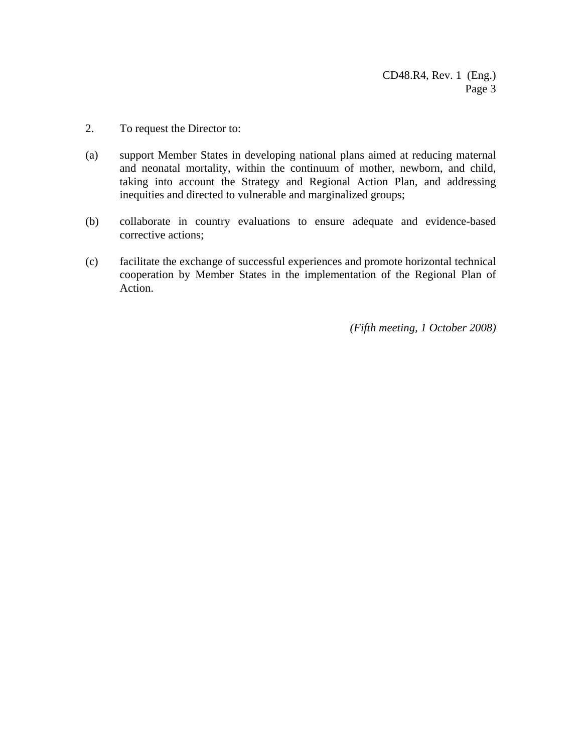2. To request the Director to:

(a) support Member States in developing national plans aimed at reducing maternal and neonatal mortality, within the continuum of mother, newborn, and child, taking into account the Strategy and Regional Action Plan, and addressing inequities and directed to vulnerable and marginalized groups;

(b) collaborate in country evaluations to ensure adequate and evidence-based corrective actions;

(c) facilitate the exchange of successful experiences and promote horizontal technical cooperation by Member States in the implementation of the Regional Plan of Action.

*(Fifth meeting, 1 October 2008)*